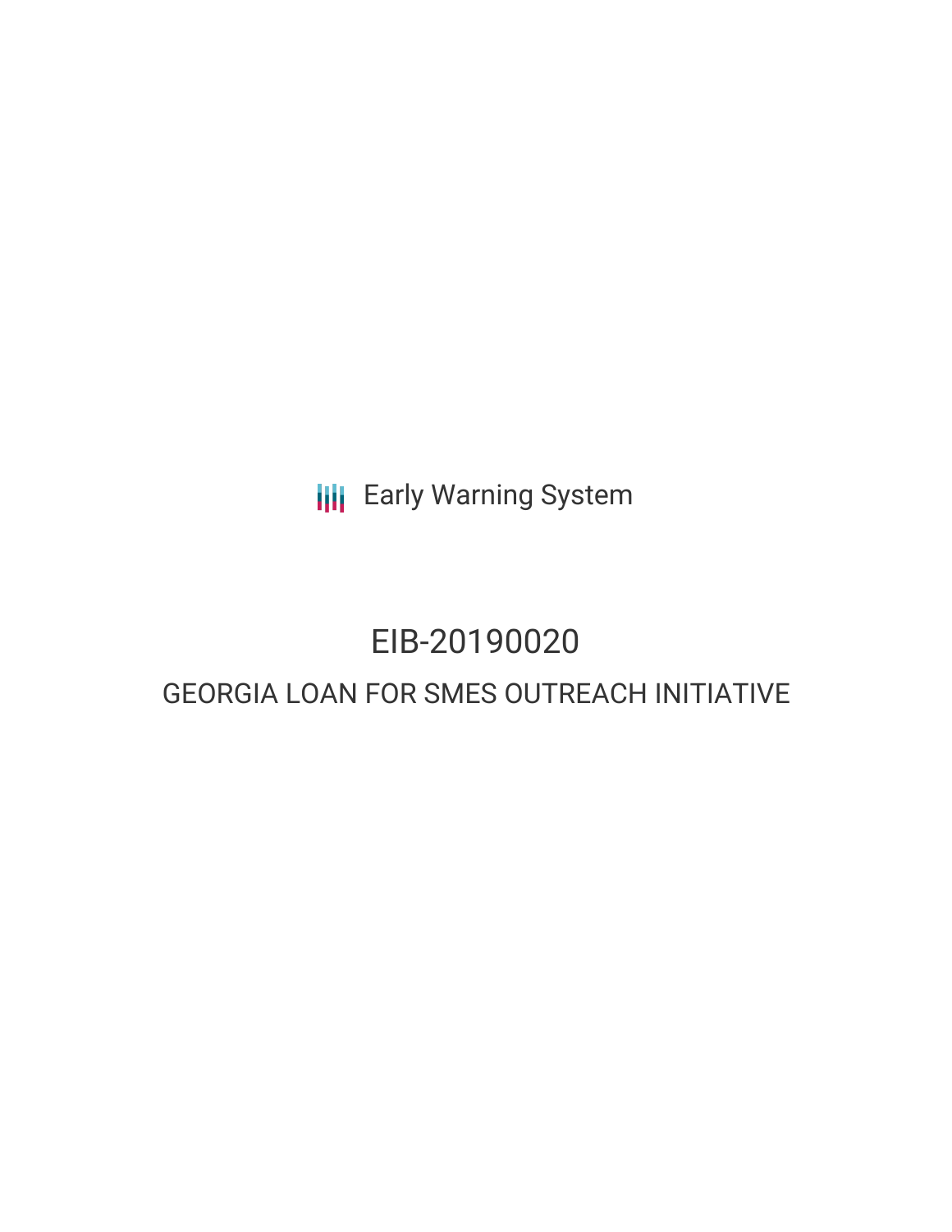Early Warning System

# EIB-20190020

## GEORGIA LOAN FOR SMES OUTREACH INITIATIVE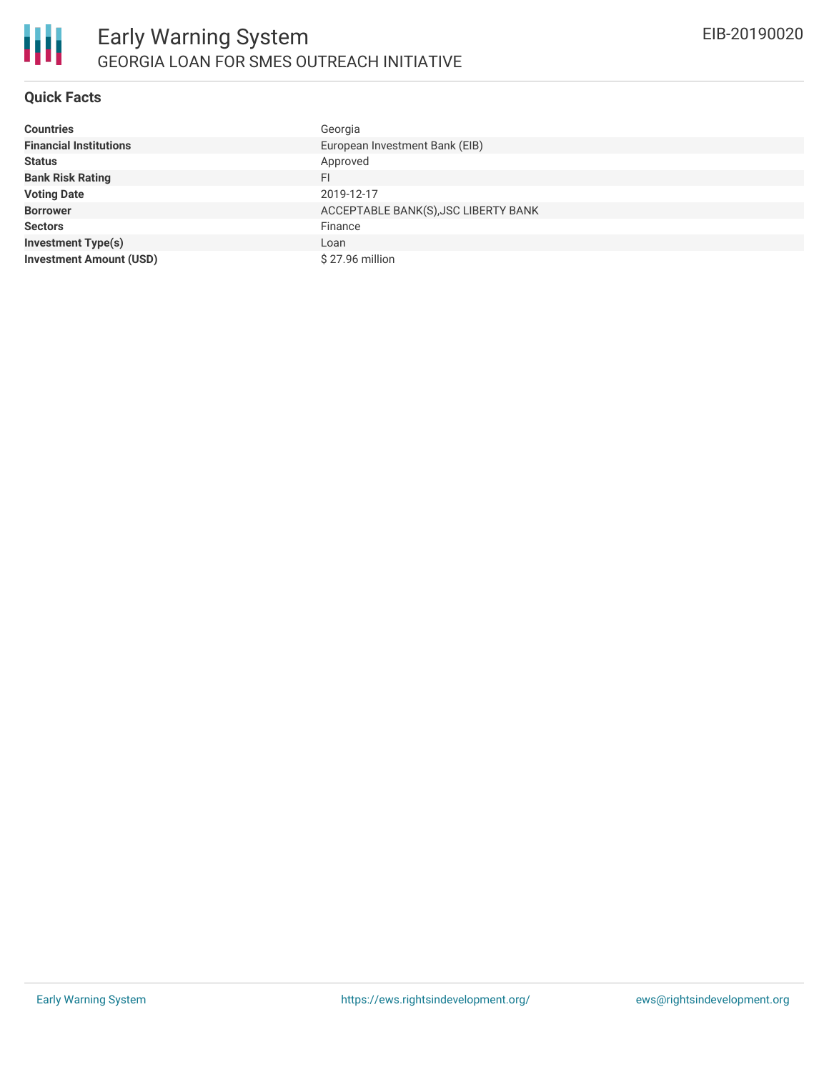# Early Warning System

## GEORGIA LOAN FOR SMES OUTREACH INITIATIVE

EIB-20190020

### Quick Facts

| | |
|---|---|
| **Countries** | Georgia |
| **Financial Institutions** | European Investment Bank (EIB) |
| **Status** | Approved |
| **Bank Risk Rating** | FI |
| **Voting Date** | 2019-12-17 |
| **Borrower** | ACCEPTABLE BANK(S),JSC LIBERTY BANK |
| **Sectors** | Finance |
| **Investment Type(s)** | Loan |
| **Investment Amount (USD)** | $ 27.96 million |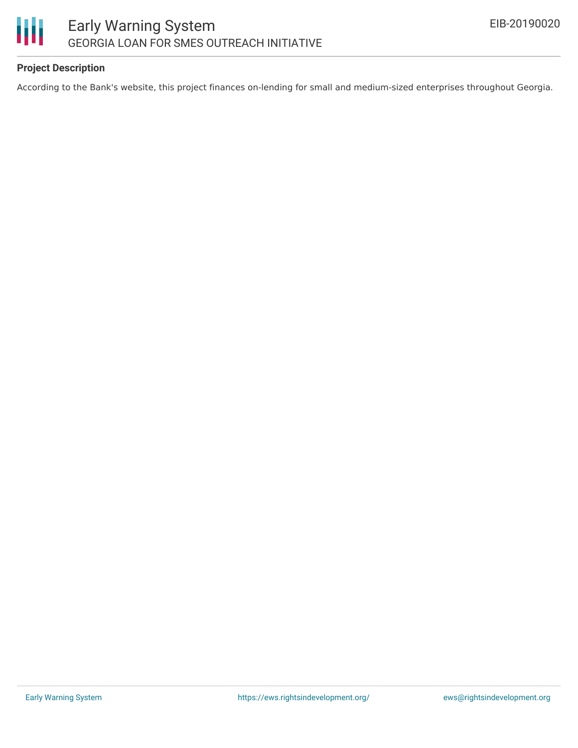## Project Description

According to the Bank's website, this project finances on-lending for small and medium-sized enterprises throughout Georgia.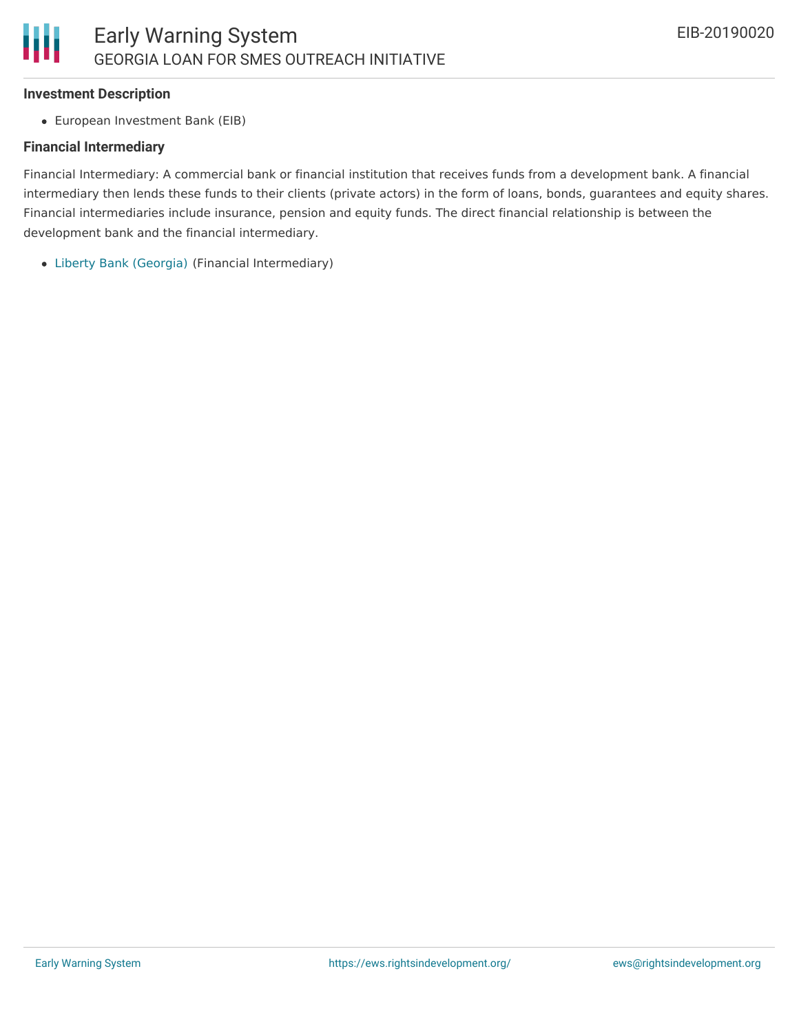### Investment Description

- European Investment Bank (EIB)

### Financial Intermediary

Financial Intermediary: A commercial bank or financial institution that receives funds from a development bank. A financial intermediary then lends these funds to their clients (private actors) in the form of loans, bonds, guarantees and equity shares. Financial intermediaries include insurance, pension and equity funds. The direct financial relationship is between the development bank and the financial intermediary.

- Liberty Bank (Georgia) (Financial Intermediary)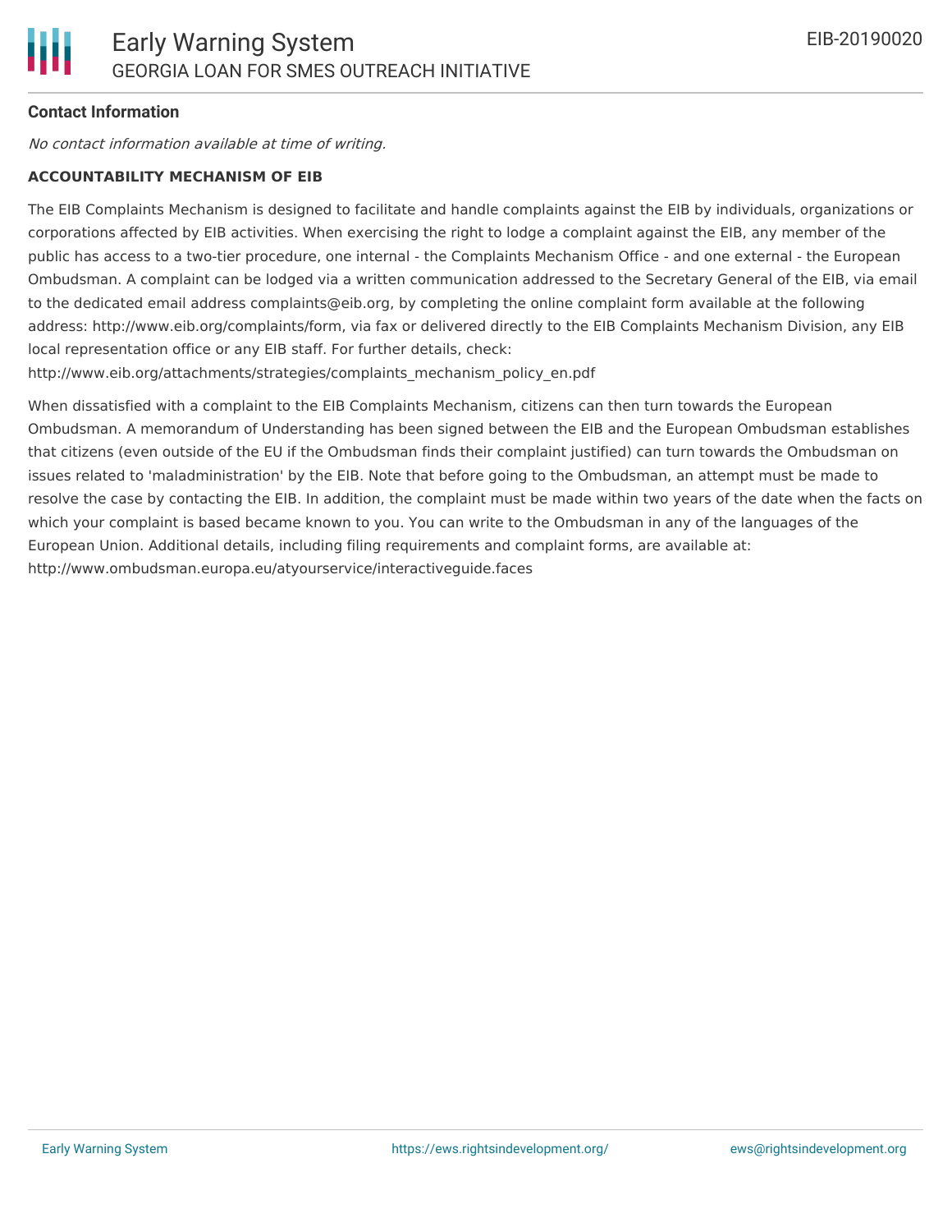**Contact Information**

*No contact information available at time of writing.*

**ACCOUNTABILITY MECHANISM OF EIB**

The EIB Complaints Mechanism is designed to facilitate and handle complaints against the EIB by individuals, organizations or corporations affected by EIB activities. When exercising the right to lodge a complaint against the EIB, any member of the public has access to a two-tier procedure, one internal - the Complaints Mechanism Office - and one external - the European Ombudsman. A complaint can be lodged via a written communication addressed to the Secretary General of the EIB, via email to the dedicated email address complaints@eib.org, by completing the online complaint form available at the following address: http://www.eib.org/complaints/form, via fax or delivered directly to the EIB Complaints Mechanism Division, any EIB local representation office or any EIB staff. For further details, check: http://www.eib.org/attachments/strategies/complaints_mechanism_policy_en.pdf

When dissatisfied with a complaint to the EIB Complaints Mechanism, citizens can then turn towards the European Ombudsman. A memorandum of Understanding has been signed between the EIB and the European Ombudsman establishes that citizens (even outside of the EU if the Ombudsman finds their complaint justified) can turn towards the Ombudsman on issues related to 'maladministration' by the EIB. Note that before going to the Ombudsman, an attempt must be made to resolve the case by contacting the EIB. In addition, the complaint must be made within two years of the date when the facts on which your complaint is based became known to you. You can write to the Ombudsman in any of the languages of the European Union. Additional details, including filing requirements and complaint forms, are available at: http://www.ombudsman.europa.eu/atyourservice/interactiveguide.faces